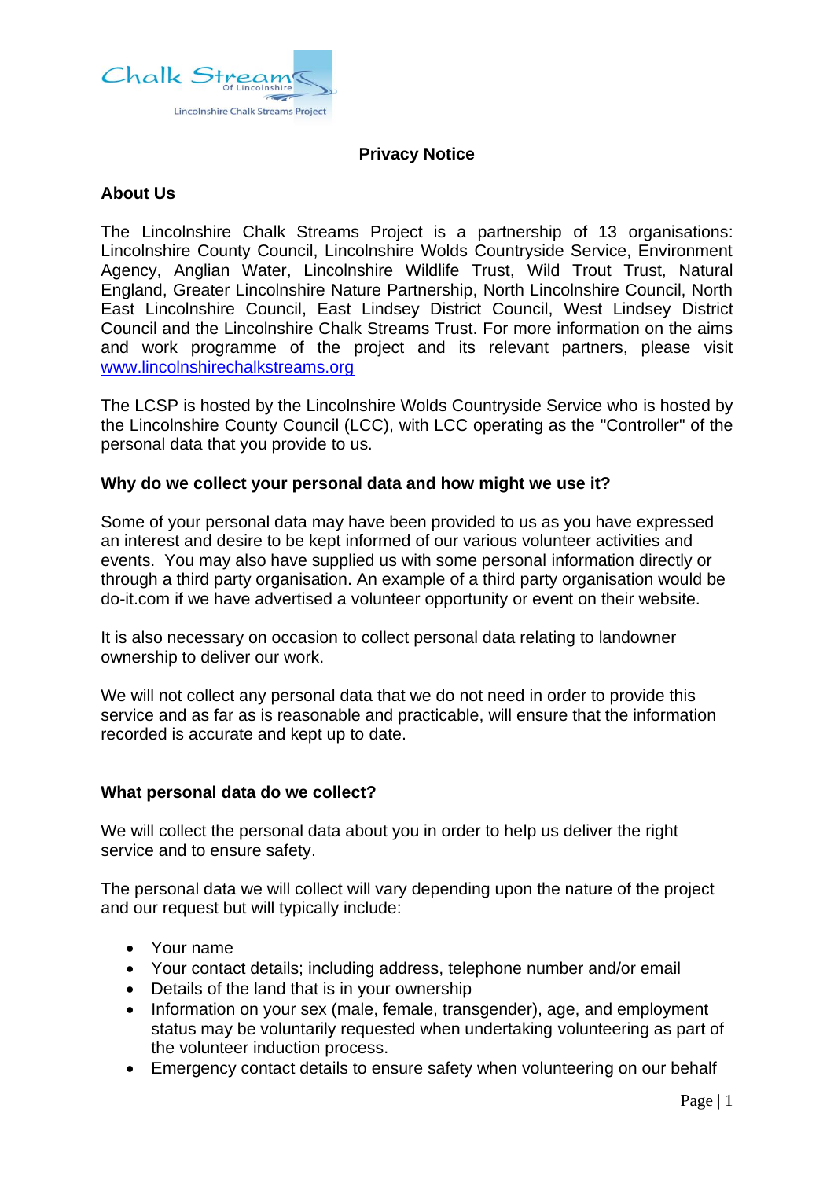# Privacy Notice

## About Us

The Lincolnshire Chalk Streams Project is a partnership of 13 organisations: Lincolnshire County Council, Lincolnshire Wolds Countryside Service, Environment Agency, Anglian Water, Lincolnshire Wildlife Trust, Wild Trout Trust, Natural England, Greater Lincolnshire Nature Partnership, North Lincolnshire Council, North East Lincolnshire Council, East Lindsey District Council, West Lindsey District Council and the Lincolnshire Chalk Streams Trust. For more information on the aims and work programme of the project and its relevant partners, please visit [www.lincolnshirechalkstreams.org](http://www.lincolnshirechalkstreams.org)

The LCSP is hosted by the Lincolnshire Wolds Countryside Service who is hosted by the Lincolnshire County Council (LCC), with LCC operating as the "Controller" of the personal data that you provide to us.

## Why do we collect your personal data and how might we use it?

Some of your personal data may have been provided to us as you have expressed an interest and desire to be kept informed of our various volunteer activities and events. You may also have supplied us with some personal information directly or through a third party organisation. An example of a third party organisation would be do-it.com if we have advertised a volunteer opportunity or event on their website.

It is also necessary on occasion to collect personal data relating to landowner ownership to deliver our work.

We will not collect any personal data that we do not need in order to provide this service and as far as is reasonable and practicable, will ensure that the information recorded is accurate and kept up to date.

## What personal data do we collect?

We will collect the personal data about you in order to help us deliver the right service and to ensure safety.

The personal data we will collect will vary depending upon the nature of the project and our request but will typically include:

- Your name
- Your contact details; including address, telephone number and/or email
- Details of the land that is in your ownership
- Information on your sex (male, female, transgender), age, and employment status may be voluntarily requested when undertaking volunteering as part of the volunteer induction process.
- Emergency contact details to ensure safety when volunteering on our behalf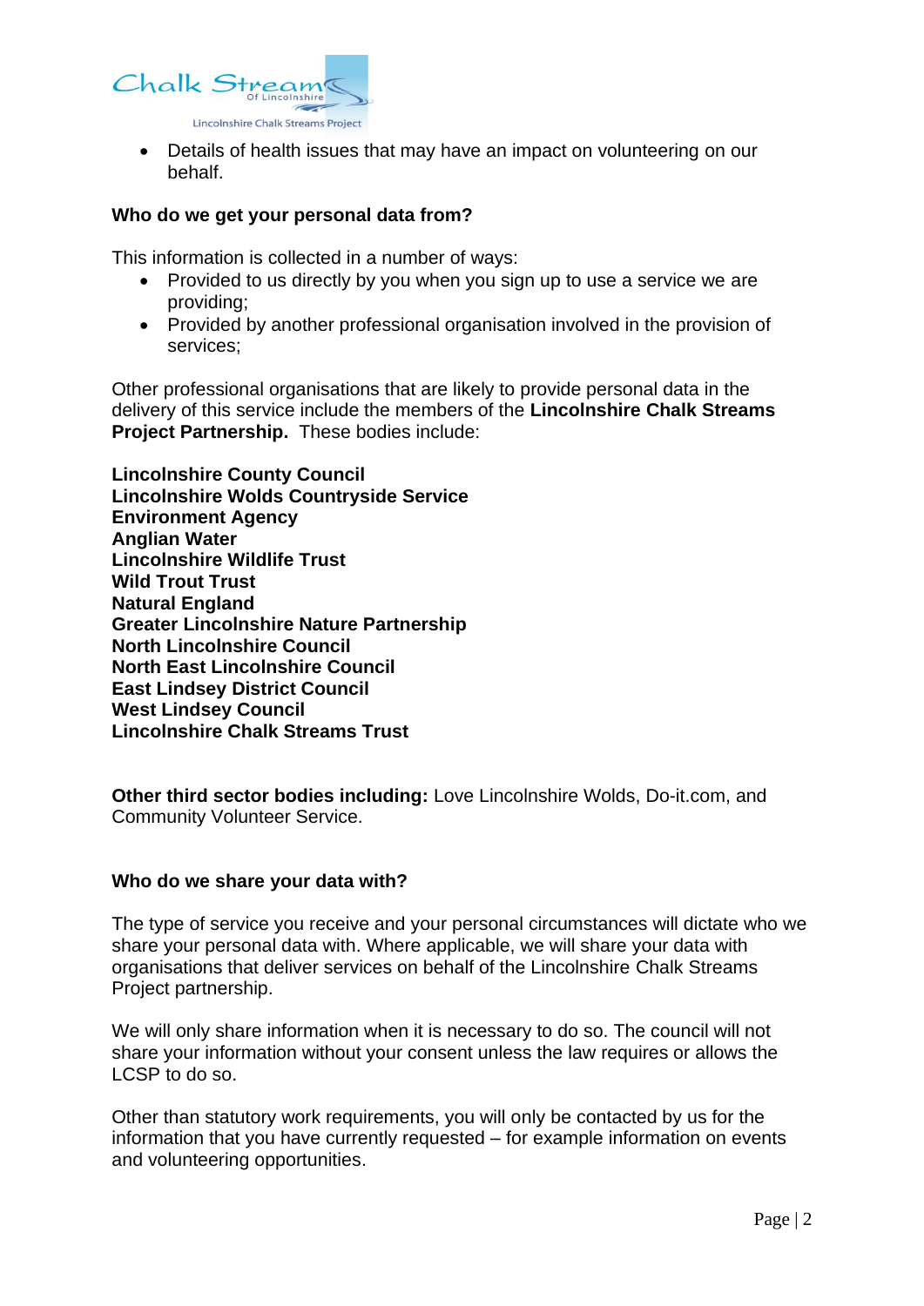- Details of health issues that may have an impact on volunteering on our behalf.

**Who do we get your personal data from?**

This information is collected in a number of ways:

- Provided to us directly by you when you sign up to use a service we are providing;
- Provided by another professional organisation involved in the provision of services;

Other professional organisations that are likely to provide personal data in the delivery of this service include the members of the **Lincolnshire Chalk Streams Project Partnership.** These bodies include:

**Lincolnshire County Council**
**Lincolnshire Wolds Countryside Service**
**Environment Agency**
**Anglian Water**
**Lincolnshire Wildlife Trust**
**Wild Trout Trust**
**Natural England**
**Greater Lincolnshire Nature Partnership**
**North Lincolnshire Council**
**North East Lincolnshire Council**
**East Lindsey District Council**
**West Lindsey Council**
**Lincolnshire Chalk Streams Trust**

**Other third sector bodies including:** Love Lincolnshire Wolds, Do-it.com, and Community Volunteer Service.

**Who do we share your data with?**

The type of service you receive and your personal circumstances will dictate who we share your personal data with. Where applicable, we will share your data with organisations that deliver services on behalf of the Lincolnshire Chalk Streams Project partnership.

We will only share information when it is necessary to do so. The council will not share your information without your consent unless the law requires or allows the LCSP to do so.

Other than statutory work requirements, you will only be contacted by us for the information that you have currently requested – for example information on events and volunteering opportunities.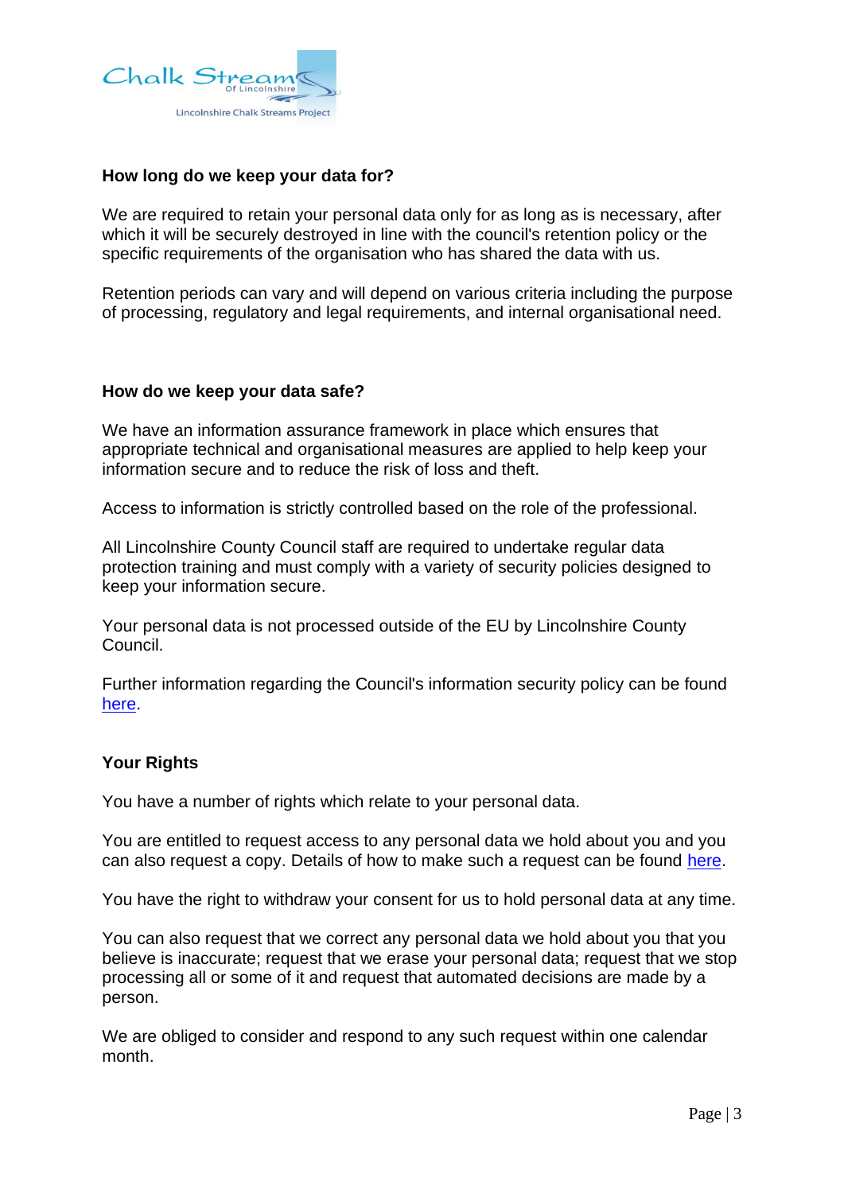### How long do we keep your data for?

We are required to retain your personal data only for as long as is necessary, after which it will be securely destroyed in line with the council's retention policy or the specific requirements of the organisation who has shared the data with us.

Retention periods can vary and will depend on various criteria including the purpose of processing, regulatory and legal requirements, and internal organisational need.

### How do we keep your data safe?

We have an information assurance framework in place which ensures that appropriate technical and organisational measures are applied to help keep your information secure and to reduce the risk of loss and theft.

Access to information is strictly controlled based on the role of the professional.

All Lincolnshire County Council staff are required to undertake regular data protection training and must comply with a variety of security policies designed to keep your information secure.

Your personal data is not processed outside of the EU by Lincolnshire County Council.

Further information regarding the Council's information security policy can be found here.

### Your Rights

You have a number of rights which relate to your personal data.

You are entitled to request access to any personal data we hold about you and you can also request a copy. Details of how to make such a request can be found here.

You have the right to withdraw your consent for us to hold personal data at any time.

You can also request that we correct any personal data we hold about you that you believe is inaccurate; request that we erase your personal data; request that we stop processing all or some of it and request that automated decisions are made by a person.

We are obliged to consider and respond to any such request within one calendar month.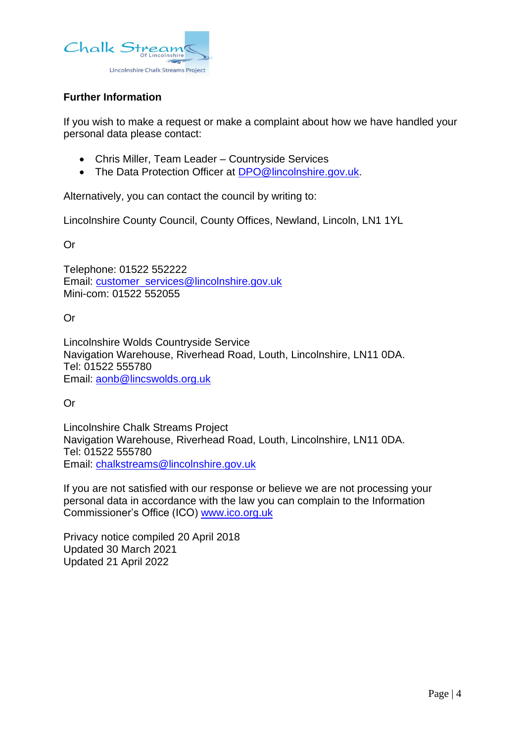## Further Information

If you wish to make a request or make a complaint about how we have handled your personal data please contact:

- Chris Miller, Team Leader – Countryside Services
- The Data Protection Officer at DPO@lincolnshire.gov.uk.

Alternatively, you can contact the council by writing to:

Lincolnshire County Council, County Offices, Newland, Lincoln, LN1 1YL

Or

Telephone: 01522 552222
Email: customer_services@lincolnshire.gov.uk
Mini-com: 01522 552055

Or

Lincolnshire Wolds Countryside Service
Navigation Warehouse, Riverhead Road, Louth, Lincolnshire, LN11 0DA.
Tel: 01522 555780
Email: aonb@lincswolds.org.uk

Or

Lincolnshire Chalk Streams Project
Navigation Warehouse, Riverhead Road, Louth, Lincolnshire, LN11 0DA.
Tel: 01522 555780
Email: chalkstreams@lincolnshire.gov.uk

If you are not satisfied with our response or believe we are not processing your personal data in accordance with the law you can complain to the Information Commissioner's Office (ICO) www.ico.org.uk

Privacy notice compiled 20 April 2018
Updated 30 March 2021
Updated 21 April 2022